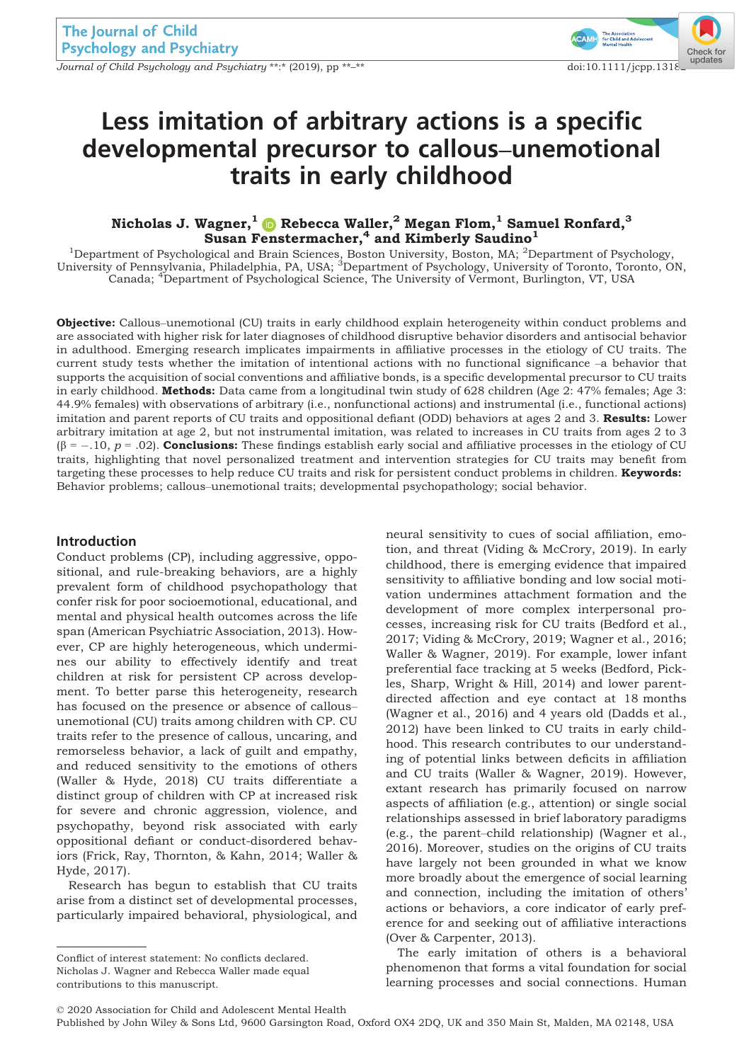# Less imitation of arbitrary actions is a specific developmental precursor to callous–unemotional traits in early childhood

**Nicholas J. Wagner,[1] Rebecca Waller,[2] Megan Flom,[1] Samuel Ronfard,[3] Susan Fenstermacher,[4] and Kimberly Saudino[1]**

[1]Department of Psychological and Brain Sciences, Boston University, Boston, MA; [2]Department of Psychology, University of Pennsylvania, Philadelphia, PA, USA; [3]Department of Psychology, University of Toronto, Toronto, ON, Canada; [4]Department of Psychological Science, The University of Vermont, Burlington, VT, USA

**Objective:** Callous–unemotional (CU) traits in early childhood explain heterogeneity within conduct problems and are associated with higher risk for later diagnoses of childhood disruptive behavior disorders and antisocial behavior in adulthood. Emerging research implicates impairments in affiliative processes in the etiology of CU traits. The current study tests whether the imitation of intentional actions with no functional significance –a behavior that supports the acquisition of social conventions and affiliative bonds, is a specific developmental precursor to CU traits in early childhood. **Methods:** Data came from a longitudinal twin study of 628 children (Age 2: 47% females; Age 3: 44.9% females) with observations of arbitrary (i.e., nonfunctional actions) and instrumental (i.e., functional actions) imitation and parent reports of CU traits and oppositional defiant (ODD) behaviors at ages 2 and 3. **Results:** Lower arbitrary imitation at age 2, but not instrumental imitation, was related to increases in CU traits from ages 2 to 3 ($\beta = -.10$, $p = .02$). **Conclusions:** These findings establish early social and affiliative processes in the etiology of CU traits, highlighting that novel personalized treatment and intervention strategies for CU traits may benefit from targeting these processes to help reduce CU traits and risk for persistent conduct problems in children. **Keywords:** Behavior problems; callous–unemotional traits; developmental psychopathology; social behavior.

## Introduction

Conduct problems (CP), including aggressive, oppositional, and rule-breaking behaviors, are a highly prevalent form of childhood psychopathology that confer risk for poor socioemotional, educational, and mental and physical health outcomes across the life span (American Psychiatric Association, 2013). However, CP are highly heterogeneous, which undermines our ability to effectively identify and treat children at risk for persistent CP across development. To better parse this heterogeneity, research has focused on the presence or absence of callous–unemotional (CU) traits among children with CP. CU traits refer to the presence of callous, uncaring, and remorseless behavior, a lack of guilt and empathy, and reduced sensitivity to the emotions of others (Waller & Hyde, 2018) CU traits differentiate a distinct group of children with CP at increased risk for severe and chronic aggression, violence, and psychopathy, beyond risk associated with early oppositional defiant or conduct-disordered behaviors (Frick, Ray, Thornton, & Kahn, 2014; Waller & Hyde, 2017).

Research has begun to establish that CU traits arise from a distinct set of developmental processes, particularly impaired behavioral, physiological, and neural sensitivity to cues of social affiliation, emotion, and threat (Viding & McCrory, 2019). In early childhood, there is emerging evidence that impaired sensitivity to affiliative bonding and low social motivation undermines attachment formation and the development of more complex interpersonal processes, increasing risk for CU traits (Bedford et al., 2017; Viding & McCrory, 2019; Wagner et al., 2016; Waller & Wagner, 2019). For example, lower infant preferential face tracking at 5 weeks (Bedford, Pickles, Sharp, Wright & Hill, 2014) and lower parent-directed affection and eye contact at 18 months (Wagner et al., 2016) and 4 years old (Dadds et al., 2012) have been linked to CU traits in early childhood. This research contributes to our understanding of potential links between deficits in affiliation and CU traits (Waller & Wagner, 2019). However, extant research has primarily focused on narrow aspects of affiliation (e.g., attention) or single social relationships assessed in brief laboratory paradigms (e.g., the parent–child relationship) (Wagner et al., 2016). Moreover, studies on the origins of CU traits have largely not been grounded in what we know more broadly about the emergence of social learning and connection, including the imitation of others' actions or behaviors, a core indicator of early preference for and seeking out of affiliative interactions (Over & Carpenter, 2013).

The early imitation of others is a behavioral phenomenon that forms a vital foundation for social learning processes and social connections. Human

Conflict of interest statement: No conflicts declared.
Nicholas J. Wagner and Rebecca Waller made equal contributions to this manuscript.

© 2020 Association for Child and Adolescent Mental Health
Published by John Wiley & Sons Ltd, 9600 Garsington Road, Oxford OX4 2DQ, UK and 350 Main St, Malden, MA 02148, USA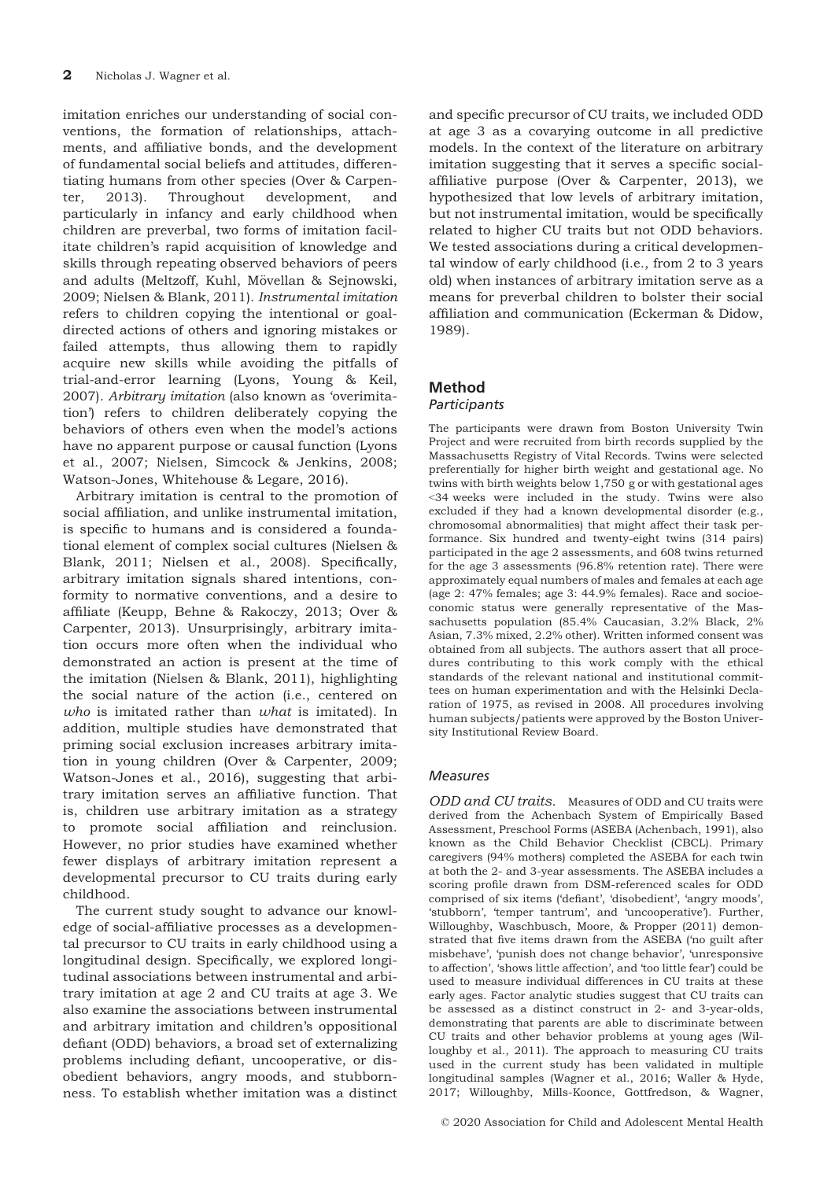imitation enriches our understanding of social conventions, the formation of relationships, attachments, and affiliative bonds, and the development of fundamental social beliefs and attitudes, differentiating humans from other species (Over & Carpenter, 2013). Throughout development, and particularly in infancy and early childhood when children are preverbal, two forms of imitation facilitate children's rapid acquisition of knowledge and skills through repeating observed behaviors of peers and adults (Meltzoff, Kuhl, Mövellan & Sejnowski, 2009; Nielsen & Blank, 2011). *Instrumental imitation* refers to children copying the intentional or goal-directed actions of others and ignoring mistakes or failed attempts, thus allowing them to rapidly acquire new skills while avoiding the pitfalls of trial-and-error learning (Lyons, Young & Keil, 2007). *Arbitrary imitation* (also known as 'overimitation') refers to children deliberately copying the behaviors of others even when the model's actions have no apparent purpose or causal function (Lyons et al., 2007; Nielsen, Simcock & Jenkins, 2008; Watson-Jones, Whitehouse & Legare, 2016).

Arbitrary imitation is central to the promotion of social affiliation, and unlike instrumental imitation, is specific to humans and is considered a foundational element of complex social cultures (Nielsen & Blank, 2011; Nielsen et al., 2008). Specifically, arbitrary imitation signals shared intentions, conformity to normative conventions, and a desire to affiliate (Keupp, Behne & Rakoczy, 2013; Over & Carpenter, 2013). Unsurprisingly, arbitrary imitation occurs more often when the individual who demonstrated an action is present at the time of the imitation (Nielsen & Blank, 2011), highlighting the social nature of the action (i.e., centered on *who* is imitated rather than *what* is imitated). In addition, multiple studies have demonstrated that priming social exclusion increases arbitrary imitation in young children (Over & Carpenter, 2009; Watson-Jones et al., 2016), suggesting that arbitrary imitation serves an affiliative function. That is, children use arbitrary imitation as a strategy to promote social affiliation and reinclusion. However, no prior studies have examined whether fewer displays of arbitrary imitation represent a developmental precursor to CU traits during early childhood.

The current study sought to advance our knowledge of social-affiliative processes as a developmental precursor to CU traits in early childhood using a longitudinal design. Specifically, we explored longitudinal associations between instrumental and arbitrary imitation at age 2 and CU traits at age 3. We also examine the associations between instrumental and arbitrary imitation and children's oppositional defiant (ODD) behaviors, a broad set of externalizing problems including defiant, uncooperative, or disobedient behaviors, angry moods, and stubbornness. To establish whether imitation was a distinct and specific precursor of CU traits, we included ODD at age 3 as a covarying outcome in all predictive models. In the context of the literature on arbitrary imitation suggesting that it serves a specific social-affiliative purpose (Over & Carpenter, 2013), we hypothesized that low levels of arbitrary imitation, but not instrumental imitation, would be specifically related to higher CU traits but not ODD behaviors. We tested associations during a critical developmental window of early childhood (i.e., from 2 to 3 years old) when instances of arbitrary imitation serve as a means for preverbal children to bolster their social affiliation and communication (Eckerman & Didow, 1989).

## Method

### Participants

The participants were drawn from Boston University Twin Project and were recruited from birth records supplied by the Massachusetts Registry of Vital Records. Twins were selected preferentially for higher birth weight and gestational age. No twins with birth weights below 1,750 g or with gestational ages <34 weeks were included in the study. Twins were also excluded if they had a known developmental disorder (e.g., chromosomal abnormalities) that might affect their task performance. Six hundred and twenty-eight twins (314 pairs) participated in the age 2 assessments, and 608 twins returned for the age 3 assessments (96.8% retention rate). There were approximately equal numbers of males and females at each age (age 2: 47% females; age 3: 44.9% females). Race and socioeconomic status were generally representative of the Massachusetts population (85.4% Caucasian, 3.2% Black, 2% Asian, 7.3% mixed, 2.2% other). Written informed consent was obtained from all subjects. The authors assert that all procedures contributing to this work comply with the ethical standards of the relevant national and institutional committees on human experimentation and with the Helsinki Declaration of 1975, as revised in 2008. All procedures involving human subjects/patients were approved by the Boston University Institutional Review Board.

### Measures

*ODD and CU traits.* Measures of ODD and CU traits were derived from the Achenbach System of Empirically Based Assessment, Preschool Forms (ASEBA (Achenbach, 1991), also known as the Child Behavior Checklist (CBCL). Primary caregivers (94% mothers) completed the ASEBA for each twin at both the 2- and 3-year assessments. The ASEBA includes a scoring profile drawn from DSM-referenced scales for ODD comprised of six items ('defiant', 'disobedient', 'angry moods', 'stubborn', 'temper tantrum', and 'uncooperative'). Further, Willoughby, Waschbusch, Moore, & Propper (2011) demonstrated that five items drawn from the ASEBA ('no guilt after misbehave', 'punish does not change behavior', 'unresponsive to affection', 'shows little affection', and 'too little fear') could be used to measure individual differences in CU traits at these early ages. Factor analytic studies suggest that CU traits can be assessed as a distinct construct in 2- and 3-year-olds, demonstrating that parents are able to discriminate between CU traits and other behavior problems at young ages (Willoughby et al., 2011). The approach to measuring CU traits used in the current study has been validated in multiple longitudinal samples (Wagner et al., 2016; Waller & Hyde, 2017; Willoughby, Mills-Koonce, Gottfredson, & Wagner,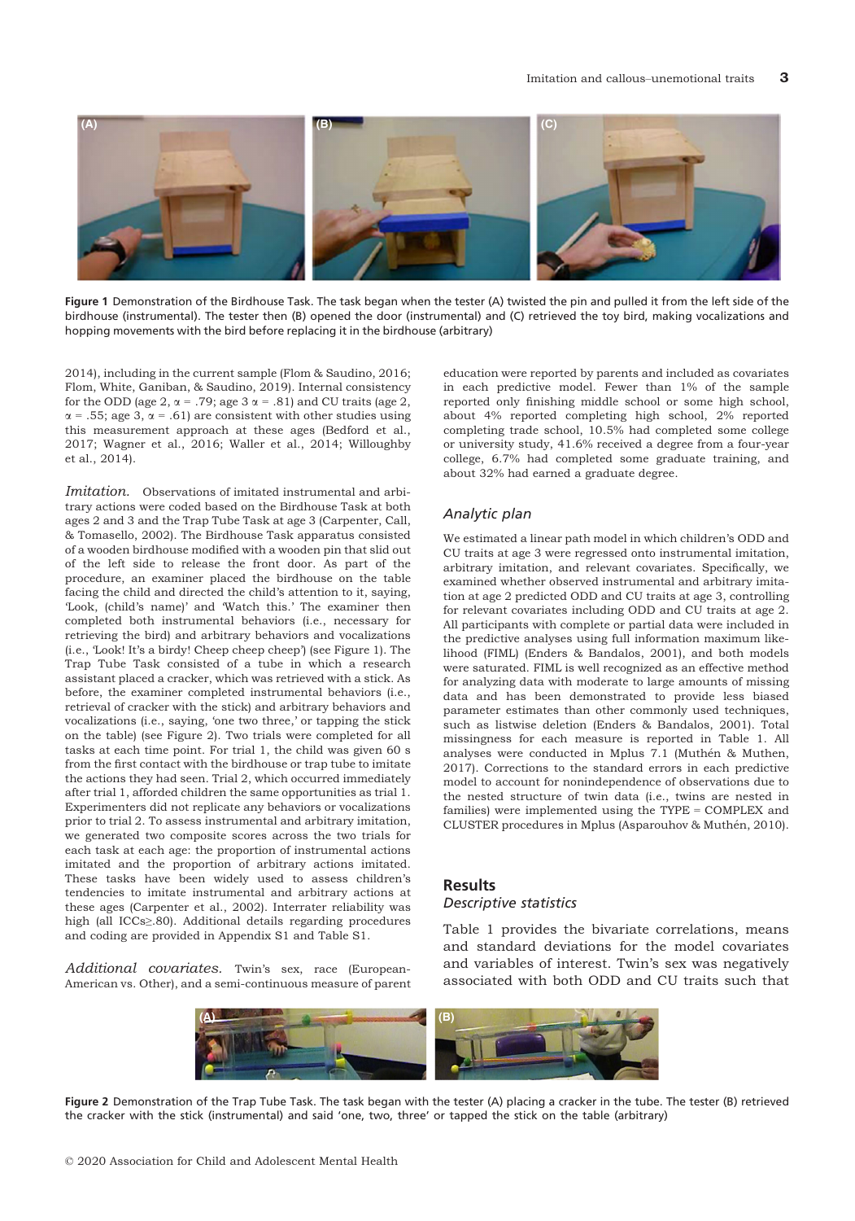Figure 1 Demonstration of the Birdhouse Task. The task began when the tester (A) twisted the pin and pulled it from the left side of the birdhouse (instrumental). The tester then (B) opened the door (instrumental) and (C) retrieved the toy bird, making vocalizations and hopping movements with the bird before replacing it in the birdhouse (arbitrary)

2014), including in the current sample (Flom & Saudino, 2016; Flom, White, Ganiban, & Saudino, 2019). Internal consistency for the ODD (age 2, $\alpha$ = .79; age 3 $\alpha$ = .81) and CU traits (age 2, $\alpha$ = .55; age 3, $\alpha$ = .61) are consistent with other studies using this measurement approach at these ages (Bedford et al., 2017; Wagner et al., 2016; Waller et al., 2014; Willoughby et al., 2014).

*Imitation.* Observations of imitated instrumental and arbitrary actions were coded based on the Birdhouse Task at both ages 2 and 3 and the Trap Tube Task at age 3 (Carpenter, Call, & Tomasello, 2002). The Birdhouse Task apparatus consisted of a wooden birdhouse modified with a wooden pin that slid out of the left side to release the front door. As part of the procedure, an examiner placed the birdhouse on the table facing the child and directed the child's attention to it, saying, 'Look, (child's name)' and 'Watch this.' The examiner then completed both instrumental behaviors (i.e., necessary for retrieving the bird) and arbitrary behaviors and vocalizations (i.e., 'Look! It's a birdy! Cheep cheep cheep') (see Figure 1). The Trap Tube Task consisted of a tube in which a research assistant placed a cracker, which was retrieved with a stick. As before, the examiner completed instrumental behaviors (i.e., retrieval of cracker with the stick) and arbitrary behaviors and vocalizations (i.e., saying, 'one two three,' or tapping the stick on the table) (see Figure 2). Two trials were completed for all tasks at each time point. For trial 1, the child was given 60 s from the first contact with the birdhouse or trap tube to imitate the actions they had seen. Trial 2, which occurred immediately after trial 1, afforded children the same opportunities as trial 1. Experimenters did not replicate any behaviors or vocalizations prior to trial 2. To assess instrumental and arbitrary imitation, we generated two composite scores across the two trials for each task at each age: the proportion of instrumental actions imitated and the proportion of arbitrary actions imitated. These tasks have been widely used to assess children's tendencies to imitate instrumental and arbitrary actions at these ages (Carpenter et al., 2002). Interrater reliability was high (all ICCs≥.80). Additional details regarding procedures and coding are provided in Appendix S1 and Table S1.

*Additional covariates.* Twin's sex, race (European-American vs. Other), and a semi-continuous measure of parent education were reported by parents and included as covariates in each predictive model. Fewer than 1% of the sample reported only finishing middle school or some high school, about 4% reported completing high school, 2% reported completing trade school, 10.5% had completed some college or university study, 41.6% received a degree from a four-year college, 6.7% had completed some graduate training, and about 32% had earned a graduate degree.

## Analytic plan

We estimated a linear path model in which children's ODD and CU traits at age 3 were regressed onto instrumental imitation, arbitrary imitation, and relevant covariates. Specifically, we examined whether observed instrumental and arbitrary imitation at age 2 predicted ODD and CU traits at age 3, controlling for relevant covariates including ODD and CU traits at age 2. All participants with complete or partial data were included in the predictive analyses using full information maximum likelihood (FIML) (Enders & Bandalos, 2001), and both models were saturated. FIML is well recognized as an effective method for analyzing data with moderate to large amounts of missing data and has been demonstrated to provide less biased parameter estimates than other commonly used techniques, such as listwise deletion (Enders & Bandalos, 2001). Total missingness for each measure is reported in Table 1. All analyses were conducted in Mplus 7.1 (Muthén & Muthen, 2017). Corrections to the standard errors in each predictive model to account for nonindependence of observations due to the nested structure of twin data (i.e., twins are nested in families) were implemented using the TYPE = COMPLEX and CLUSTER procedures in Mplus (Asparouhov & Muthén, 2010).

# Results

## Descriptive statistics

Table 1 provides the bivariate correlations, means and standard deviations for the model covariates and variables of interest. Twin's sex was negatively associated with both ODD and CU traits such that

Figure 2 Demonstration of the Trap Tube Task. The task began with the tester (A) placing a cracker in the tube. The tester (B) retrieved the cracker with the stick (instrumental) and said 'one, two, three' or tapped the stick on the table (arbitrary)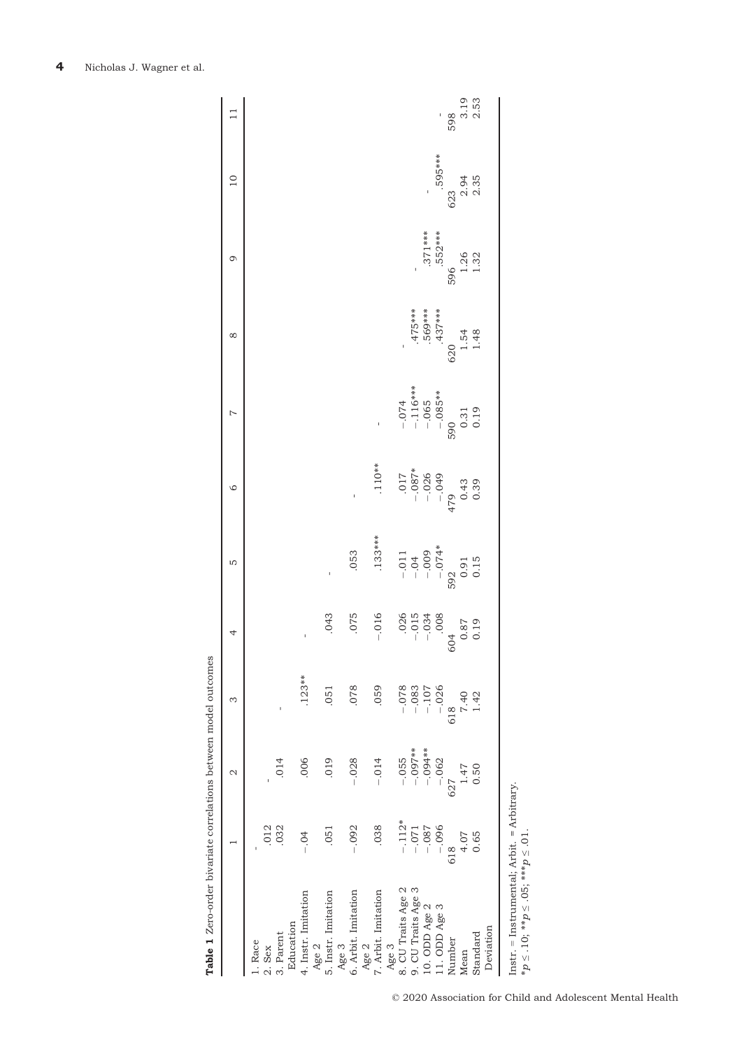**Table 1** Zero-order bivariate correlations between model outcomes

| | 1 | 2 | 3 | 4 | 5 | 6 | 7 | 8 | 9 | 10 | 11 |
|---|---|---|---|---|---|---|---|---|---|---|---|
| 1. Race | - | | | | | | | | | | |
| 2. Sex | .012 | - | | | | | | | | | |
| 3. Parent Education | .032 | .014 | - | | | | | | | | |
| 4. Instr. Imitation Age 2 | −.04 | .006 | .123** | - | | | | | | | |
| 5. Instr. Imitation Age 3 | .051 | .019 | .051 | .043 | - | | | | | | |
| 6. Arbit. Imitation Age 2 | −.092 | −.028 | .078 | .075 | .053 | - | | | | | |
| 7. Arbit. Imitation Age 3 | .038 | −.014 | .059 | −.016 | .133*** | .110** | - | | | | |
| 8. CU Traits Age 2 | −.112* | −.055 | −.078 | .026 | −.011 | .017 | −.074 | - | | | |
| 9. CU Traits Age 3 | −.071 | −.097** | −.083 | −.015 | −.04 | −.087* | −.116*** | .475*** | - | | |
| 10. ODD Age 2 | −.087 | −.094** | −.107 | −.034 | −.009 | −.026 | −.065 | .569*** | .371*** | - | |
| 11. ODD Age 3 | −.096 | −.062 | −.026 | .008 | −.074* | −.049 | −.085** | .437*** | .552*** | .595*** | - |
| Number | 618 | 627 | 618 | 604 | 592 | 479 | 590 | 620 | 596 | 623 | 598 |
| Mean | 4.07 | 1.47 | 7.40 | 0.87 | 0.91 | 0.43 | 0.31 | 1.54 | 1.26 | 2.94 | 3.19 |
| Standard Deviation | 0.65 | 0.50 | 1.42 | 0.19 | 0.15 | 0.39 | 0.19 | 1.48 | 1.32 | 2.35 | 2.53 |

Instr. = Instrumental; Arbit. = Arbitrary.
*$p \leq .10$; **$p \leq .05$; ***$p \leq .01$.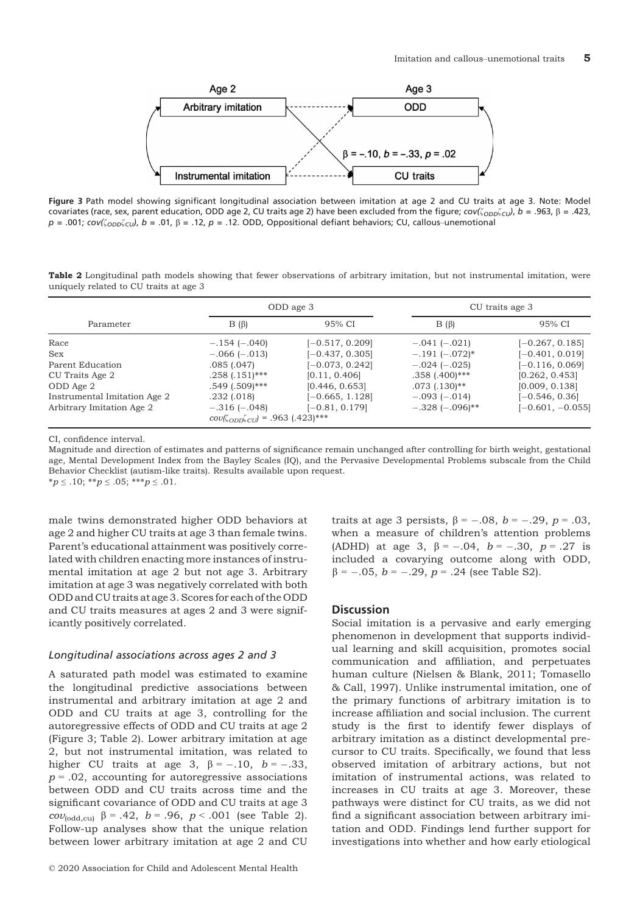Age 2

Arbitrary imitation

Instrumental imitation

Age 3

ODD

CU traits

β = −.10, *b* = −.33, *p* = .02

**Figure 3** Path model showing significant longitudinal association between imitation at age 2 and CU traits at age 3. Note: Model covariates (race, sex, parent education, ODD age 2, CU traits age 2) have been excluded from the figure; $cov(\zeta_{ODD}\zeta_{CU})$, $b$ = .963, β = .423, $p$ = .001; $cov(\zeta_{ODD}\zeta_{CU})$, $b$ = .01, β = .12, $p$ = .12. ODD, Oppositional defiant behaviors; CU, callous–unemotional

**Table 2** Longitudinal path models showing that fewer observations of arbitrary imitation, but not instrumental imitation, were uniquely related to CU traits at age 3

| Parameter | ODD age 3 | | CU traits age 3 | |
|---|---|---|---|---|
| | B (β) | 95% CI | B (β) | 95% CI |
| Race | −.154 (−.040) | [−0.517, 0.209] | −.041 (−.021) | [−0.267, 0.185] |
| Sex | −.066 (−.013) | [−0.437, 0.305] | −.191 (−.072)* | [−0.401, 0.019] |
| Parent Education | .085 (.047) | [−0.073, 0.242] | −.024 (−.025) | [−0.116, 0.069] |
| CU Traits Age 2 | .258 (.151)*** | [0.11, 0.406] | .358 (.400)*** | [0.262, 0.453] |
| ODD Age 2 | .549 (.509)*** | [0.446, 0.653] | .073 (.130)** | [0.009, 0.138] |
| Instrumental Imitation Age 2 | .232 (.018) | [−0.665, 1.128] | −.093 (−.014) | [−0.546, 0.36] |
| Arbitrary Imitation Age 2 | −.316 (−.048) | [−0.81, 0.179] | −.328 (−.096)** | [−0.601, −0.055] |
| | $cov(\zeta_{ODD}\zeta_{CU})$ = .963 (.423)*** | | | |

CI, confidence interval.

Magnitude and direction of estimates and patterns of significance remain unchanged after controlling for birth weight, gestational age, Mental Development Index from the Bayley Scales (IQ), and the Pervasive Developmental Problems subscale from the Child Behavior Checklist (autism-like traits). Results available upon request.

*$p \leq .10$; **$p \leq .05$; ***$p \leq .01$.

male twins demonstrated higher ODD behaviors at age 2 and higher CU traits at age 3 than female twins. Parent's educational attainment was positively correlated with children enacting more instances of instrumental imitation at age 2 but not age 3. Arbitrary imitation at age 3 was negatively correlated with both ODD and CU traits at age 3. Scores for each of the ODD and CU traits measures at ages 2 and 3 were significantly positively correlated.

### *Longitudinal associations across ages 2 and 3*

A saturated path model was estimated to examine the longitudinal predictive associations between instrumental and arbitrary imitation at age 2 and ODD and CU traits at age 3, controlling for the autoregressive effects of ODD and CU traits at age 2 (Figure 3; Table 2). Lower arbitrary imitation at age 2, but not instrumental imitation, was related to higher CU traits at age 3, β = −.10, $b$ = −.33, $p$ = .02, accounting for autoregressive associations between ODD and CU traits across time and the significant covariance of ODD and CU traits at age 3 $cov_{(odd,cu)}$ β = .42, $b$ = .96, $p$ < .001 (see Table 2). Follow-up analyses show that the unique relation between lower arbitrary imitation at age 2 and CU traits at age 3 persists, β = −.08, $b$ = −.29, $p$ = .03, when a measure of children's attention problems (ADHD) at age 3, β = −.04, $b$ = −.30, $p$ = .27 is included a covarying outcome along with ODD, β = −.05, $b$ = −.29, $p$ = .24 (see Table S2).

## Discussion

Social imitation is a pervasive and early emerging phenomenon in development that supports individual learning and skill acquisition, promotes social communication and affiliation, and perpetuates human culture (Nielsen & Blank, 2011; Tomasello & Call, 1997). Unlike instrumental imitation, one of the primary functions of arbitrary imitation is to increase affiliation and social inclusion. The current study is the first to identify fewer displays of arbitrary imitation as a distinct developmental precursor to CU traits. Specifically, we found that less observed imitation of arbitrary actions, but not imitation of instrumental actions, was related to increases in CU traits at age 3. Moreover, these pathways were distinct for CU traits, as we did not find a significant association between arbitrary imitation and ODD. Findings lend further support for investigations into whether and how early etiological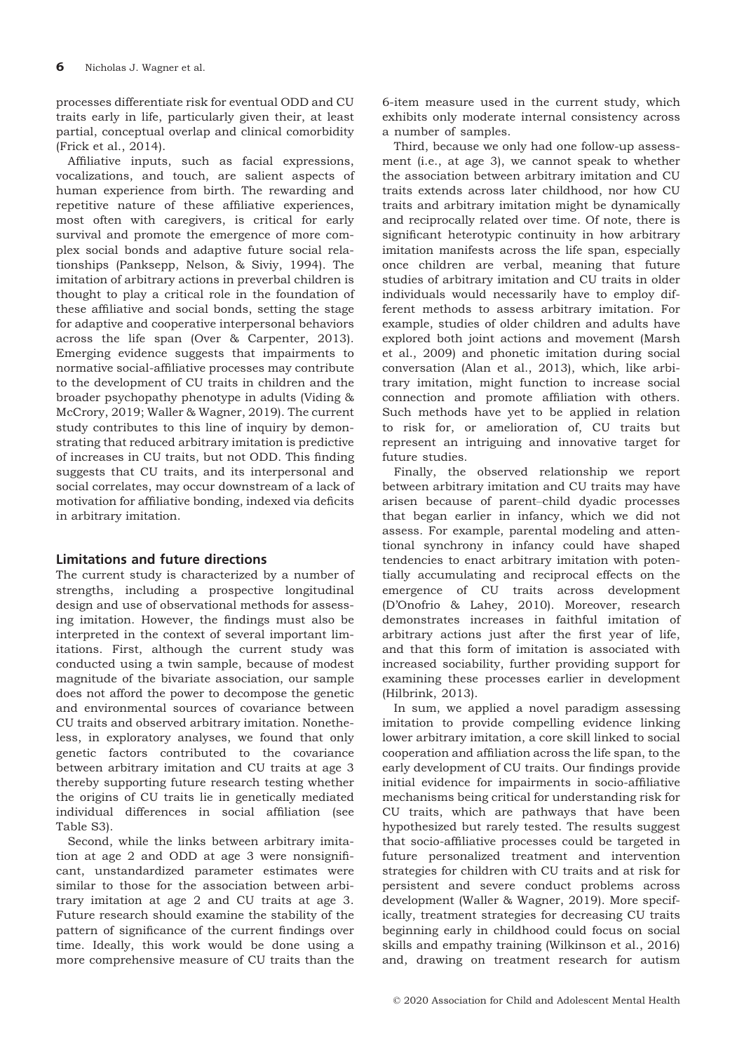processes differentiate risk for eventual ODD and CU traits early in life, particularly given their, at least partial, conceptual overlap and clinical comorbidity (Frick et al., 2014).

Affiliative inputs, such as facial expressions, vocalizations, and touch, are salient aspects of human experience from birth. The rewarding and repetitive nature of these affiliative experiences, most often with caregivers, is critical for early survival and promote the emergence of more complex social bonds and adaptive future social relationships (Panksepp, Nelson, & Siviy, 1994). The imitation of arbitrary actions in preverbal children is thought to play a critical role in the foundation of these affiliative and social bonds, setting the stage for adaptive and cooperative interpersonal behaviors across the life span (Over & Carpenter, 2013). Emerging evidence suggests that impairments to normative social-affiliative processes may contribute to the development of CU traits in children and the broader psychopathy phenotype in adults (Viding & McCrory, 2019; Waller & Wagner, 2019). The current study contributes to this line of inquiry by demonstrating that reduced arbitrary imitation is predictive of increases in CU traits, but not ODD. This finding suggests that CU traits, and its interpersonal and social correlates, may occur downstream of a lack of motivation for affiliative bonding, indexed via deficits in arbitrary imitation.

## Limitations and future directions

The current study is characterized by a number of strengths, including a prospective longitudinal design and use of observational methods for assessing imitation. However, the findings must also be interpreted in the context of several important limitations. First, although the current study was conducted using a twin sample, because of modest magnitude of the bivariate association, our sample does not afford the power to decompose the genetic and environmental sources of covariance between CU traits and observed arbitrary imitation. Nonetheless, in exploratory analyses, we found that only genetic factors contributed to the covariance between arbitrary imitation and CU traits at age 3 thereby supporting future research testing whether the origins of CU traits lie in genetically mediated individual differences in social affiliation (see Table S3).

Second, while the links between arbitrary imitation at age 2 and ODD at age 3 were nonsignificant, unstandardized parameter estimates were similar to those for the association between arbitrary imitation at age 2 and CU traits at age 3. Future research should examine the stability of the pattern of significance of the current findings over time. Ideally, this work would be done using a more comprehensive measure of CU traits than the 6-item measure used in the current study, which exhibits only moderate internal consistency across a number of samples.

Third, because we only had one follow-up assessment (i.e., at age 3), we cannot speak to whether the association between arbitrary imitation and CU traits extends across later childhood, nor how CU traits and arbitrary imitation might be dynamically and reciprocally related over time. Of note, there is significant heterotypic continuity in how arbitrary imitation manifests across the life span, especially once children are verbal, meaning that future studies of arbitrary imitation and CU traits in older individuals would necessarily have to employ different methods to assess arbitrary imitation. For example, studies of older children and adults have explored both joint actions and movement (Marsh et al., 2009) and phonetic imitation during social conversation (Alan et al., 2013), which, like arbitrary imitation, might function to increase social connection and promote affiliation with others. Such methods have yet to be applied in relation to risk for, or amelioration of, CU traits but represent an intriguing and innovative target for future studies.

Finally, the observed relationship we report between arbitrary imitation and CU traits may have arisen because of parent–child dyadic processes that began earlier in infancy, which we did not assess. For example, parental modeling and attentional synchrony in infancy could have shaped tendencies to enact arbitrary imitation with potentially accumulating and reciprocal effects on the emergence of CU traits across development (D'Onofrio & Lahey, 2010). Moreover, research demonstrates increases in faithful imitation of arbitrary actions just after the first year of life, and that this form of imitation is associated with increased sociability, further providing support for examining these processes earlier in development (Hilbrink, 2013).

In sum, we applied a novel paradigm assessing imitation to provide compelling evidence linking lower arbitrary imitation, a core skill linked to social cooperation and affiliation across the life span, to the early development of CU traits. Our findings provide initial evidence for impairments in socio-affiliative mechanisms being critical for understanding risk for CU traits, which are pathways that have been hypothesized but rarely tested. The results suggest that socio-affiliative processes could be targeted in future personalized treatment and intervention strategies for children with CU traits and at risk for persistent and severe conduct problems across development (Waller & Wagner, 2019). More specifically, treatment strategies for decreasing CU traits beginning early in childhood could focus on social skills and empathy training (Wilkinson et al., 2016) and, drawing on treatment research for autism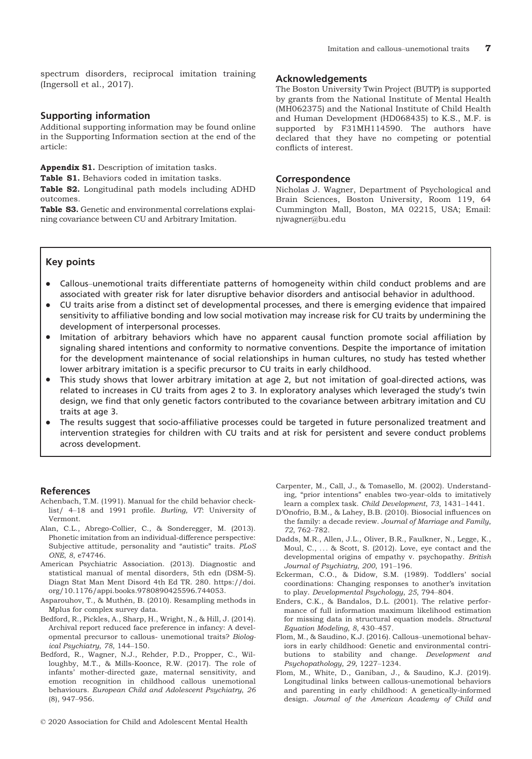spectrum disorders, reciprocal imitation training (Ingersoll et al., 2017).

## Supporting information

Additional supporting information may be found online in the Supporting Information section at the end of the article:

**Appendix S1.** Description of imitation tasks.

**Table S1.** Behaviors coded in imitation tasks.

**Table S2.** Longitudinal path models including ADHD outcomes.

**Table S3.** Genetic and environmental correlations explaining covariance between CU and Arbitrary Imitation.

## Acknowledgements

The Boston University Twin Project (BUTP) is supported by grants from the National Institute of Mental Health (MH062375) and the National Institute of Child Health and Human Development (HD068435) to K.S., M.F. is supported by F31MH114590. The authors have declared that they have no competing or potential conflicts of interest.

## Correspondence

Nicholas J. Wagner, Department of Psychological and Brain Sciences, Boston University, Room 119, 64 Cummington Mall, Boston, MA 02215, USA; Email: njwagner@bu.edu

## Key points

- Callous–unemotional traits differentiate patterns of homogeneity within child conduct problems and are associated with greater risk for later disruptive behavior disorders and antisocial behavior in adulthood.
- CU traits arise from a distinct set of developmental processes, and there is emerging evidence that impaired sensitivity to affiliative bonding and low social motivation may increase risk for CU traits by undermining the development of interpersonal processes.
- Imitation of arbitrary behaviors which have no apparent causal function promote social affiliation by signaling shared intentions and conformity to normative conventions. Despite the importance of imitation for the development maintenance of social relationships in human cultures, no study has tested whether lower arbitrary imitation is a specific precursor to CU traits in early childhood.
- This study shows that lower arbitrary imitation at age 2, but not imitation of goal-directed actions, was related to increases in CU traits from ages 2 to 3. In exploratory analyses which leveraged the study's twin design, we find that only genetic factors contributed to the covariance between arbitrary imitation and CU traits at age 3.
- The results suggest that socio-affiliative processes could be targeted in future personalized treatment and intervention strategies for children with CU traits and at risk for persistent and severe conduct problems across development.

## References

Achenbach, T.M. (1991). Manual for the child behavior checklist/ 4–18 and 1991 profile. *Burling, VT*: University of Vermont.

Alan, C.L., Abrego-Collier, C., & Sonderegger, M. (2013). Phonetic imitation from an individual-difference perspective: Subjective attitude, personality and "autistic" traits. *PLoS ONE*, *8*, e74746.

American Psychiatric Association. (2013). Diagnostic and statistical manual of mental disorders, 5th edn (DSM-5). Diagn Stat Man Ment Disord 4th Ed TR. 280. https://doi.org/10.1176/appi.books.9780890425596.744053.

Asparouhov, T., & Muthén, B. (2010). Resampling methods in Mplus for complex survey data.

Bedford, R., Pickles, A., Sharp, H., Wright, N., & Hill, J. (2014). Archival report reduced face preference in infancy: A developmental precursor to callous- unemotional traits? *Biological Psychiatry*, *78*, 144–150.

Bedford, R., Wagner, N.J., Rehder, P.D., Propper, C., Willoughby, M.T., & Mills-Koonce, R.W. (2017). The role of infants' mother-directed gaze, maternal sensitivity, and emotion recognition in childhood callous unemotional behaviours. *European Child and Adolescent Psychiatry*, *26* (8), 947–956.

Carpenter, M., Call, J., & Tomasello, M. (2002). Understanding, "prior intentions" enables two-year-olds to imitatively learn a complex task. *Child Development*, *73*, 1431–1441.

D'Onofrio, B.M., & Lahey, B.B. (2010). Biosocial influences on the family: a decade review. *Journal of Marriage and Family*, *72*, 762–782.

Dadds, M.R., Allen, J.L., Oliver, B.R., Faulkner, N., Legge, K., Moul, C., ... & Scott, S. (2012). Love, eye contact and the developmental origins of empathy v. psychopathy. *British Journal of Psychiatry*, *200*, 191–196.

Eckerman, C.O., & Didow, S.M. (1989). Toddlers' social coordinations: Changing responses to another's invitation to play. *Developmental Psychology*, *25*, 794–804.

Enders, C.K., & Bandalos, D.L. (2001). The relative performance of full information maximum likelihood estimation for missing data in structural equation models. *Structural Equation Modeling*, *8*, 430–457.

Flom, M., & Saudino, K.J. (2016). Callous–unemotional behaviors in early childhood: Genetic and environmental contributions to stability and change. *Development and Psychopathology*, *29*, 1227–1234.

Flom, M., White, D., Ganiban, J., & Saudino, K.J. (2019). Longitudinal links between callous-unemotional behaviors and parenting in early childhood: A genetically-informed design. *Journal of the American Academy of Child and*

© 2020 Association for Child and Adolescent Mental Health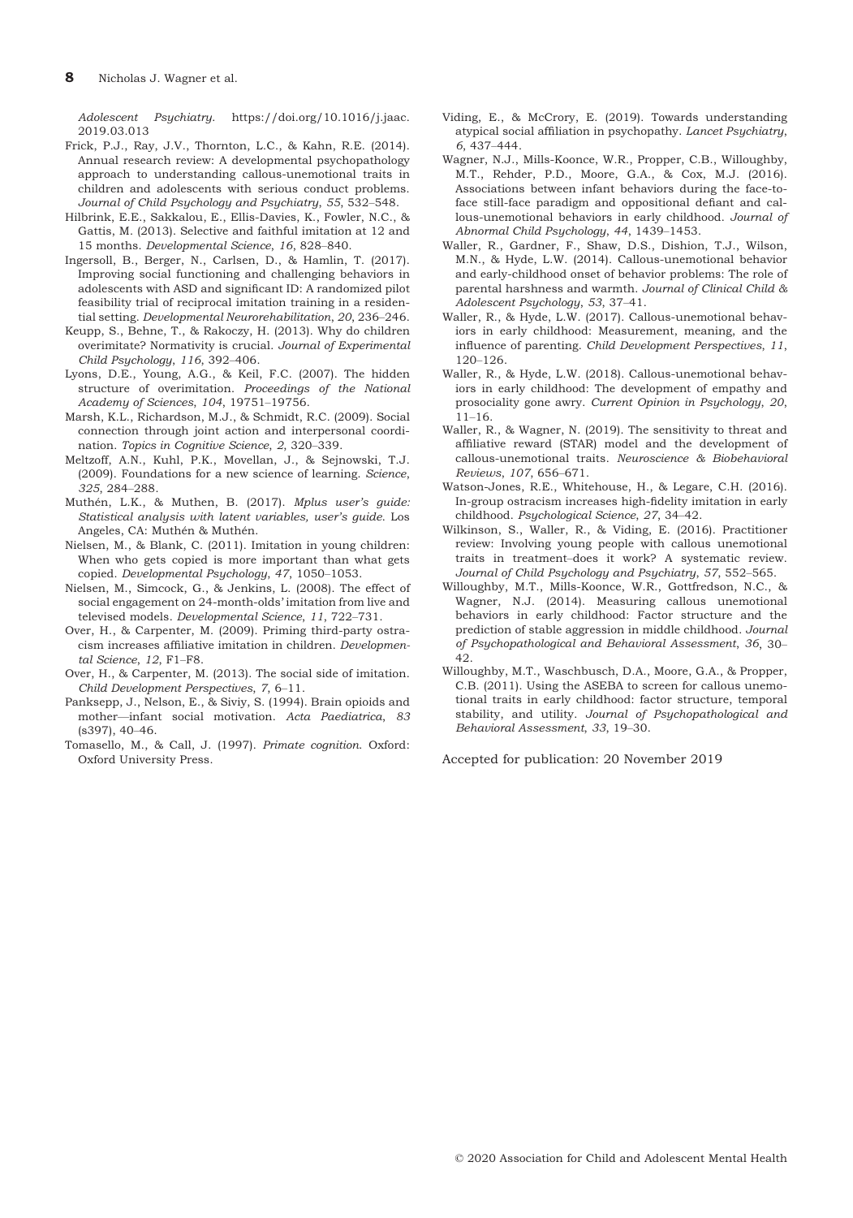*Adolescent Psychiatry*. https://doi.org/10.1016/j.jaac.2019.03.013

Frick, P.J., Ray, J.V., Thornton, L.C., & Kahn, R.E. (2014). Annual research review: A developmental psychopathology approach to understanding callous-unemotional traits in children and adolescents with serious conduct problems. *Journal of Child Psychology and Psychiatry*, *55*, 532–548.

Hilbrink, E.E., Sakkalou, E., Ellis-Davies, K., Fowler, N.C., & Gattis, M. (2013). Selective and faithful imitation at 12 and 15 months. *Developmental Science*, *16*, 828–840.

Ingersoll, B., Berger, N., Carlsen, D., & Hamlin, T. (2017). Improving social functioning and challenging behaviors in adolescents with ASD and significant ID: A randomized pilot feasibility trial of reciprocal imitation training in a residential setting. *Developmental Neurorehabilitation*, *20*, 236–246.

Keupp, S., Behne, T., & Rakoczy, H. (2013). Why do children overimitate? Normativity is crucial. *Journal of Experimental Child Psychology*, *116*, 392–406.

Lyons, D.E., Young, A.G., & Keil, F.C. (2007). The hidden structure of overimitation. *Proceedings of the National Academy of Sciences*, *104*, 19751–19756.

Marsh, K.L., Richardson, M.J., & Schmidt, R.C. (2009). Social connection through joint action and interpersonal coordination. *Topics in Cognitive Science*, *2*, 320–339.

Meltzoff, A.N., Kuhl, P.K., Movellan, J., & Sejnowski, T.J. (2009). Foundations for a new science of learning. *Science*, *325*, 284–288.

Muthén, L.K., & Muthen, B. (2017). *Mplus user's guide: Statistical analysis with latent variables, user's guide*. Los Angeles, CA: Muthén & Muthén.

Nielsen, M., & Blank, C. (2011). Imitation in young children: When who gets copied is more important than what gets copied. *Developmental Psychology*, *47*, 1050–1053.

Nielsen, M., Simcock, G., & Jenkins, L. (2008). The effect of social engagement on 24-month-olds' imitation from live and televised models. *Developmental Science*, *11*, 722–731.

Over, H., & Carpenter, M. (2009). Priming third-party ostracism increases affiliative imitation in children. *Developmental Science*, *12*, F1–F8.

Over, H., & Carpenter, M. (2013). The social side of imitation. *Child Development Perspectives*, *7*, 6–11.

Panksepp, J., Nelson, E., & Siviy, S. (1994). Brain opioids and mother—infant social motivation. *Acta Paediatrica*, *83* (s397), 40–46.

Tomasello, M., & Call, J. (1997). *Primate cognition.* Oxford: Oxford University Press.

Viding, E., & McCrory, E. (2019). Towards understanding atypical social affiliation in psychopathy. *Lancet Psychiatry*, *6*, 437–444.

Wagner, N.J., Mills-Koonce, W.R., Propper, C.B., Willoughby, M.T., Rehder, P.D., Moore, G.A., & Cox, M.J. (2016). Associations between infant behaviors during the face-to-face still-face paradigm and oppositional defiant and callous-unemotional behaviors in early childhood. *Journal of Abnormal Child Psychology*, *44*, 1439–1453.

Waller, R., Gardner, F., Shaw, D.S., Dishion, T.J., Wilson, M.N., & Hyde, L.W. (2014). Callous-unemotional behavior and early-childhood onset of behavior problems: The role of parental harshness and warmth. *Journal of Clinical Child & Adolescent Psychology*, *53*, 37–41.

Waller, R., & Hyde, L.W. (2017). Callous-unemotional behaviors in early childhood: Measurement, meaning, and the influence of parenting. *Child Development Perspectives*, *11*, 120–126.

Waller, R., & Hyde, L.W. (2018). Callous-unemotional behaviors in early childhood: The development of empathy and prosociality gone awry. *Current Opinion in Psychology*, *20*, 11–16.

Waller, R., & Wagner, N. (2019). The sensitivity to threat and affiliative reward (STAR) model and the development of callous-unemotional traits. *Neuroscience & Biobehavioral Reviews*, *107*, 656–671.

Watson-Jones, R.E., Whitehouse, H., & Legare, C.H. (2016). In-group ostracism increases high-fidelity imitation in early childhood. *Psychological Science*, *27*, 34–42.

Wilkinson, S., Waller, R., & Viding, E. (2016). Practitioner review: Involving young people with callous unemotional traits in treatment–does it work? A systematic review. *Journal of Child Psychology and Psychiatry*, *57*, 552–565.

Willoughby, M.T., Mills-Koonce, W.R., Gottfredson, N.C., & Wagner, N.J. (2014). Measuring callous unemotional behaviors in early childhood: Factor structure and the prediction of stable aggression in middle childhood. *Journal of Psychopathological and Behavioral Assessment*, *36*, 30–42.

Willoughby, M.T., Waschbusch, D.A., Moore, G.A., & Propper, C.B. (2011). Using the ASEBA to screen for callous unemotional traits in early childhood: factor structure, temporal stability, and utility. *Journal of Psychopathological and Behavioral Assessment*, *33*, 19–30.

Accepted for publication: 20 November 2019